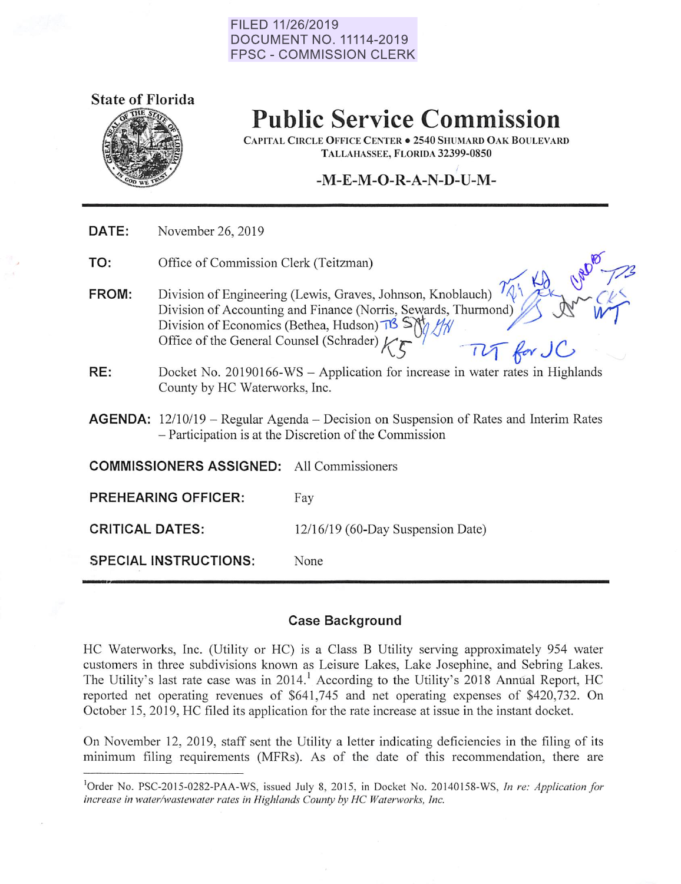FILED 11/26/2019
DOCUMENT NO. 11114-2019
FPSC - COMMISSION CLERK

**State of Florida**

# Public Service Commission

CAPITAL CIRCLE OFFICE CENTER • 2540 SHUMARD OAK BOULEVARD
TALLAHASSEE, FLORIDA 32399-0850

## -M-E-M-O-R-A-N-D-U-M-

**DATE:** November 26, 2019

**TO:** Office of Commission Clerk (Teitzman)

**FROM:** Division of Engineering (Lewis, Graves, Johnson, Knoblauch)
Division of Accounting and Finance (Norris, Sewards, Thurmond)
Division of Economics (Bethea, Hudson)
Office of the General Counsel (Schrader)

**RE:** Docket No. 20190166-WS – Application for increase in water rates in Highlands County by HC Waterworks, Inc.

**AGENDA:** 12/10/19 – Regular Agenda – Decision on Suspension of Rates and Interim Rates – Participation is at the Discretion of the Commission

**COMMISSIONERS ASSIGNED:** All Commissioners

**PREHEARING OFFICER:** Fay

**CRITICAL DATES:** 12/16/19 (60-Day Suspension Date)

**SPECIAL INSTRUCTIONS:** None

## Case Background

HC Waterworks, Inc. (Utility or HC) is a Class B Utility serving approximately 954 water customers in three subdivisions known as Leisure Lakes, Lake Josephine, and Sebring Lakes. The Utility's last rate case was in 2014.[1] According to the Utility's 2018 Annual Report, HC reported net operating revenues of $641,745 and net operating expenses of $420,732. On October 15, 2019, HC filed its application for the rate increase at issue in the instant docket.

On November 12, 2019, staff sent the Utility a letter indicating deficiencies in the filing of its minimum filing requirements (MFRs). As of the date of this recommendation, there are

[1] Order No. PSC-2015-0282-PAA-WS, issued July 8, 2015, in Docket No. 20140158-WS, *In re: Application for increase in water/wastewater rates in Highlands County by HC Waterworks, Inc.*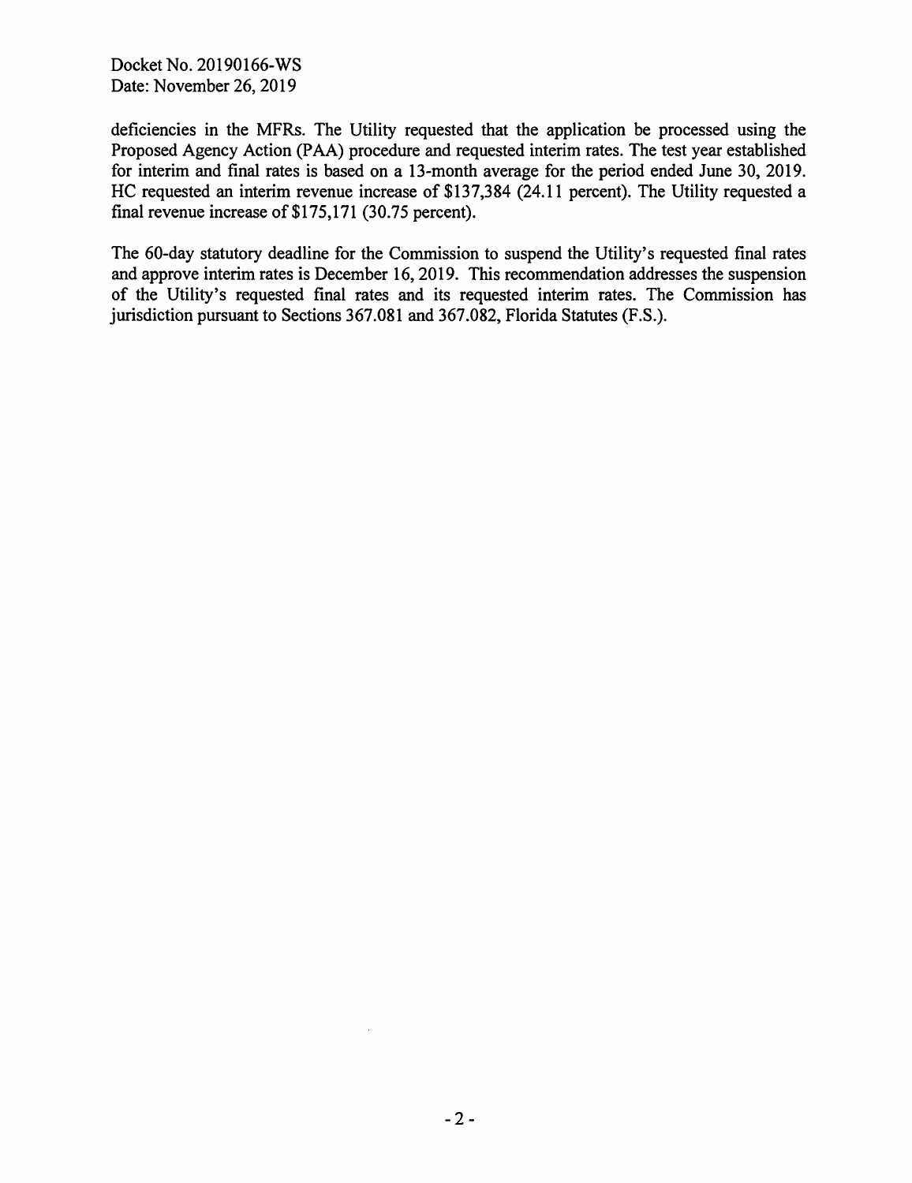deficiencies in the MFRs. The Utility requested that the application be processed using the Proposed Agency Action (PAA) procedure and requested interim rates. The test year established for interim and final rates is based on a 13-month average for the period ended June 30, 2019. HC requested an interim revenue increase of $137,384 (24.11 percent). The Utility requested a final revenue increase of $175,171 (30.75 percent).

The 60-day statutory deadline for the Commission to suspend the Utility's requested final rates and approve interim rates is December 16, 2019. This recommendation addresses the suspension of the Utility's requested final rates and its requested interim rates. The Commission has jurisdiction pursuant to Sections 367.081 and 367.082, Florida Statutes (F.S.).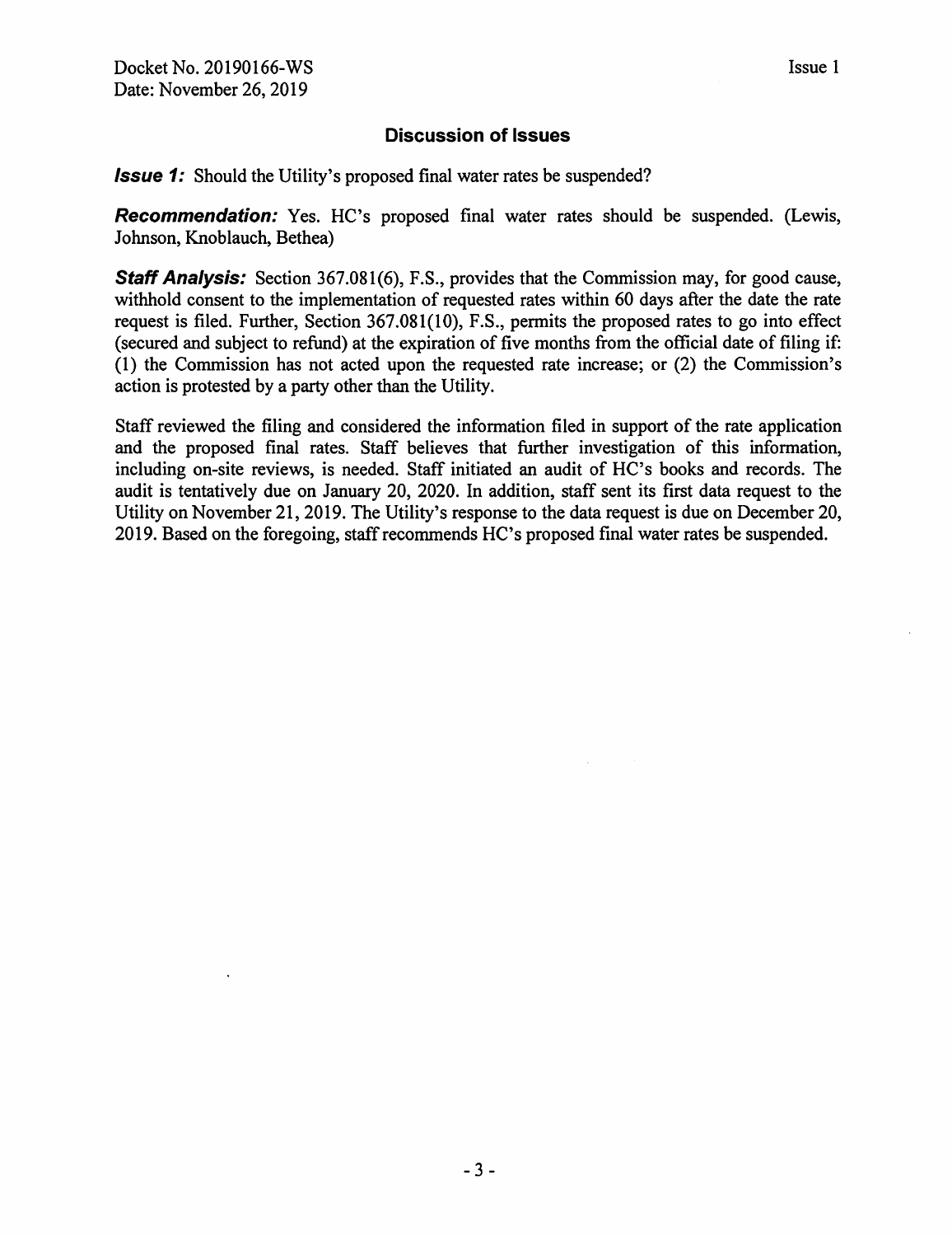## Discussion of Issues

***Issue 1:*** Should the Utility's proposed final water rates be suspended?

***Recommendation:*** Yes. HC's proposed final water rates should be suspended. (Lewis, Johnson, Knoblauch, Bethea)

***Staff Analysis:*** Section 367.081(6), F.S., provides that the Commission may, for good cause, withhold consent to the implementation of requested rates within 60 days after the date the rate request is filed. Further, Section 367.081(10), F.S., permits the proposed rates to go into effect (secured and subject to refund) at the expiration of five months from the official date of filing if: (1) the Commission has not acted upon the requested rate increase; or (2) the Commission's action is protested by a party other than the Utility.

Staff reviewed the filing and considered the information filed in support of the rate application and the proposed final rates. Staff believes that further investigation of this information, including on-site reviews, is needed. Staff initiated an audit of HC's books and records. The audit is tentatively due on January 20, 2020. In addition, staff sent its first data request to the Utility on November 21, 2019. The Utility's response to the data request is due on December 20, 2019. Based on the foregoing, staff recommends HC's proposed final water rates be suspended.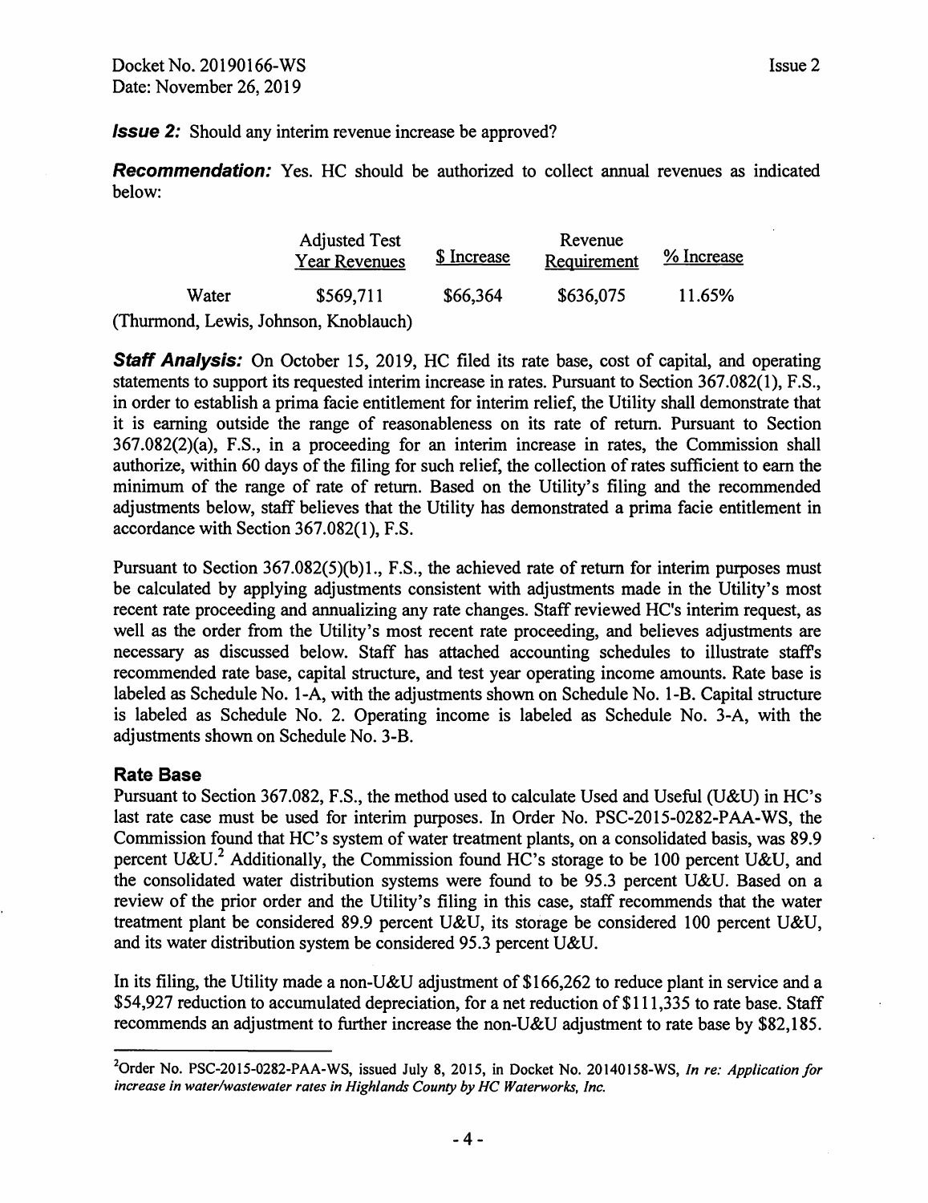***Issue 2:*** Should any interim revenue increase be approved?

***Recommendation:*** Yes. HC should be authorized to collect annual revenues as indicated below:

| | Adjusted Test Year Revenues | $ Increase | Revenue Requirement | % Increase |
|---|---|---|---|---|
| Water | $569,711 | $66,364 | $636,075 | 11.65% |

(Thurmond, Lewis, Johnson, Knoblauch)

***Staff Analysis:*** On October 15, 2019, HC filed its rate base, cost of capital, and operating statements to support its requested interim increase in rates. Pursuant to Section 367.082(1), F.S., in order to establish a prima facie entitlement for interim relief, the Utility shall demonstrate that it is earning outside the range of reasonableness on its rate of return. Pursuant to Section 367.082(2)(a), F.S., in a proceeding for an interim increase in rates, the Commission shall authorize, within 60 days of the filing for such relief, the collection of rates sufficient to earn the minimum of the range of rate of return. Based on the Utility's filing and the recommended adjustments below, staff believes that the Utility has demonstrated a prima facie entitlement in accordance with Section 367.082(1), F.S.

Pursuant to Section 367.082(5)(b)1., F.S., the achieved rate of return for interim purposes must be calculated by applying adjustments consistent with adjustments made in the Utility's most recent rate proceeding and annualizing any rate changes. Staff reviewed HC's interim request, as well as the order from the Utility's most recent rate proceeding, and believes adjustments are necessary as discussed below. Staff has attached accounting schedules to illustrate staff's recommended rate base, capital structure, and test year operating income amounts. Rate base is labeled as Schedule No. 1-A, with the adjustments shown on Schedule No. 1-B. Capital structure is labeled as Schedule No. 2. Operating income is labeled as Schedule No. 3-A, with the adjustments shown on Schedule No. 3-B.

## Rate Base

Pursuant to Section 367.082, F.S., the method used to calculate Used and Useful (U&U) in HC's last rate case must be used for interim purposes. In Order No. PSC-2015-0282-PAA-WS, the Commission found that HC's system of water treatment plants, on a consolidated basis, was 89.9 percent U&U.[2] Additionally, the Commission found HC's storage to be 100 percent U&U, and the consolidated water distribution systems were found to be 95.3 percent U&U. Based on a review of the prior order and the Utility's filing in this case, staff recommends that the water treatment plant be considered 89.9 percent U&U, its storage be considered 100 percent U&U, and its water distribution system be considered 95.3 percent U&U.

In its filing, the Utility made a non-U&U adjustment of $166,262 to reduce plant in service and a $54,927 reduction to accumulated depreciation, for a net reduction of $111,335 to rate base. Staff recommends an adjustment to further increase the non-U&U adjustment to rate base by $82,185.

---

[2]Order No. PSC-2015-0282-PAA-WS, issued July 8, 2015, in Docket No. 20140158-WS, *In re: Application for increase in water/wastewater rates in Highlands County by HC Waterworks, Inc.*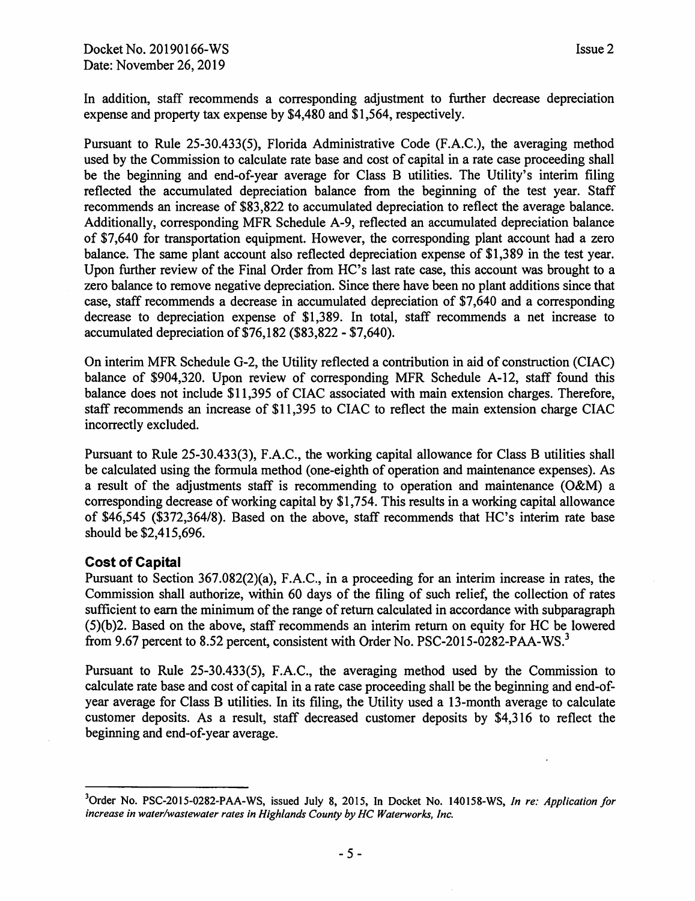In addition, staff recommends a corresponding adjustment to further decrease depreciation expense and property tax expense by $4,480 and $1,564, respectively.

Pursuant to Rule 25-30.433(5), Florida Administrative Code (F.A.C.), the averaging method used by the Commission to calculate rate base and cost of capital in a rate case proceeding shall be the beginning and end-of-year average for Class B utilities. The Utility's interim filing reflected the accumulated depreciation balance from the beginning of the test year. Staff recommends an increase of $83,822 to accumulated depreciation to reflect the average balance. Additionally, corresponding MFR Schedule A-9, reflected an accumulated depreciation balance of $7,640 for transportation equipment. However, the corresponding plant account had a zero balance. The same plant account also reflected depreciation expense of $1,389 in the test year. Upon further review of the Final Order from HC's last rate case, this account was brought to a zero balance to remove negative depreciation. Since there have been no plant additions since that case, staff recommends a decrease in accumulated depreciation of $7,640 and a corresponding decrease to depreciation expense of $1,389. In total, staff recommends a net increase to accumulated depreciation of $76,182 ($83,822 - $7,640).

On interim MFR Schedule G-2, the Utility reflected a contribution in aid of construction (CIAC) balance of $904,320. Upon review of corresponding MFR Schedule A-12, staff found this balance does not include $11,395 of CIAC associated with main extension charges. Therefore, staff recommends an increase of $11,395 to CIAC to reflect the main extension charge CIAC incorrectly excluded.

Pursuant to Rule 25-30.433(3), F.A.C., the working capital allowance for Class B utilities shall be calculated using the formula method (one-eighth of operation and maintenance expenses). As a result of the adjustments staff is recommending to operation and maintenance (O&M) a corresponding decrease of working capital by $1,754. This results in a working capital allowance of $46,545 ($372,364/8). Based on the above, staff recommends that HC's interim rate base should be $2,415,696.

## Cost of Capital

Pursuant to Section 367.082(2)(a), F.A.C., in a proceeding for an interim increase in rates, the Commission shall authorize, within 60 days of the filing of such relief, the collection of rates sufficient to earn the minimum of the range of return calculated in accordance with subparagraph (5)(b)2. Based on the above, staff recommends an interim return on equity for HC be lowered from 9.67 percent to 8.52 percent, consistent with Order No. PSC-2015-0282-PAA-WS.[3]

Pursuant to Rule 25-30.433(5), F.A.C., the averaging method used by the Commission to calculate rate base and cost of capital in a rate case proceeding shall be the beginning and end-of-year average for Class B utilities. In its filing, the Utility used a 13-month average to calculate customer deposits. As a result, staff decreased customer deposits by $4,316 to reflect the beginning and end-of-year average.

---

[3] Order No. PSC-2015-0282-PAA-WS, issued July 8, 2015, In Docket No. 140158-WS, *In re: Application for increase in water/wastewater rates in Highlands County by HC Waterworks, Inc.*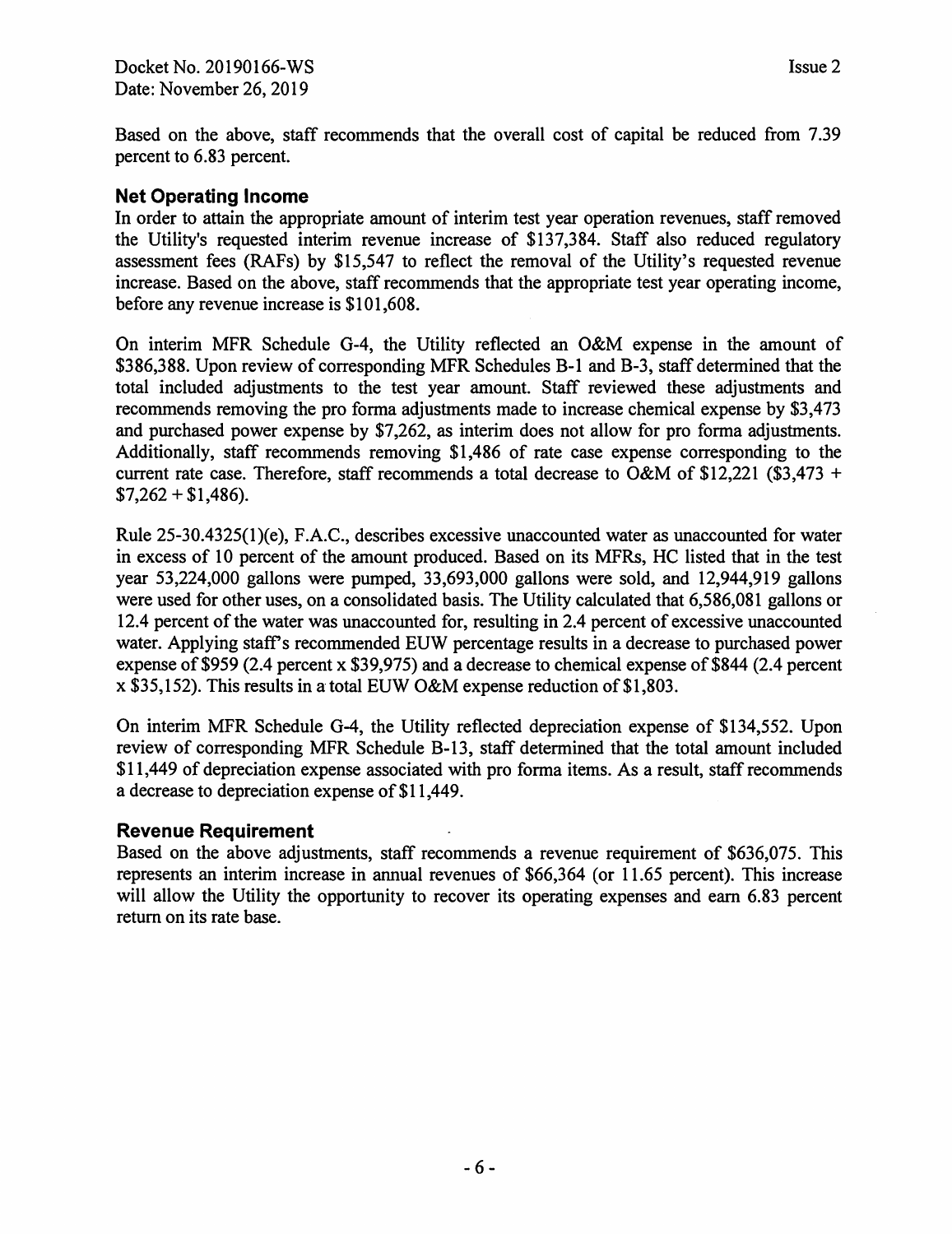Based on the above, staff recommends that the overall cost of capital be reduced from 7.39 percent to 6.83 percent.

## Net Operating Income

In order to attain the appropriate amount of interim test year operation revenues, staff removed the Utility's requested interim revenue increase of $137,384. Staff also reduced regulatory assessment fees (RAFs) by $15,547 to reflect the removal of the Utility's requested revenue increase. Based on the above, staff recommends that the appropriate test year operating income, before any revenue increase is $101,608.

On interim MFR Schedule G-4, the Utility reflected an O&M expense in the amount of $386,388. Upon review of corresponding MFR Schedules B-1 and B-3, staff determined that the total included adjustments to the test year amount. Staff reviewed these adjustments and recommends removing the pro forma adjustments made to increase chemical expense by $3,473 and purchased power expense by $7,262, as interim does not allow for pro forma adjustments. Additionally, staff recommends removing $1,486 of rate case expense corresponding to the current rate case. Therefore, staff recommends a total decrease to O&M of $12,221 ($3,473 + $7,262 + $1,486).

Rule 25-30.4325(1)(e), F.A.C., describes excessive unaccounted water as unaccounted for water in excess of 10 percent of the amount produced. Based on its MFRs, HC listed that in the test year 53,224,000 gallons were pumped, 33,693,000 gallons were sold, and 12,944,919 gallons were used for other uses, on a consolidated basis. The Utility calculated that 6,586,081 gallons or 12.4 percent of the water was unaccounted for, resulting in 2.4 percent of excessive unaccounted water. Applying staff's recommended EUW percentage results in a decrease to purchased power expense of $959 (2.4 percent x $39,975) and a decrease to chemical expense of $844 (2.4 percent x $35,152). This results in a total EUW O&M expense reduction of $1,803.

On interim MFR Schedule G-4, the Utility reflected depreciation expense of $134,552. Upon review of corresponding MFR Schedule B-13, staff determined that the total amount included $11,449 of depreciation expense associated with pro forma items. As a result, staff recommends a decrease to depreciation expense of $11,449.

## Revenue Requirement

Based on the above adjustments, staff recommends a revenue requirement of $636,075. This represents an interim increase in annual revenues of $66,364 (or 11.65 percent). This increase will allow the Utility the opportunity to recover its operating expenses and earn 6.83 percent return on its rate base.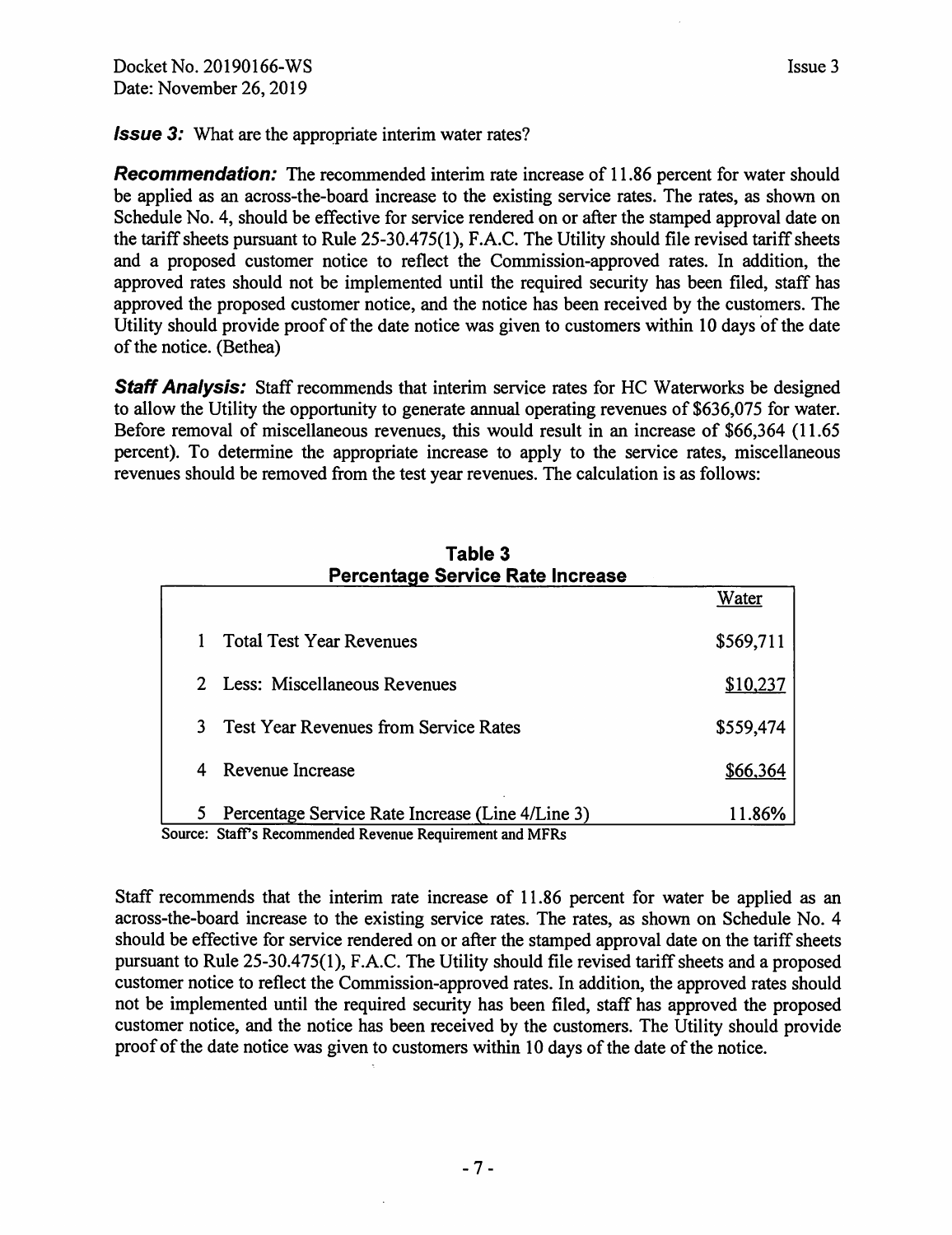**_Issue 3:_** What are the appropriate interim water rates?

**_Recommendation:_** The recommended interim rate increase of 11.86 percent for water should be applied as an across-the-board increase to the existing service rates. The rates, as shown on Schedule No. 4, should be effective for service rendered on or after the stamped approval date on the tariff sheets pursuant to Rule 25-30.475(1), F.A.C. The Utility should file revised tariff sheets and a proposed customer notice to reflect the Commission-approved rates. In addition, the approved rates should not be implemented until the required security has been filed, staff has approved the proposed customer notice, and the notice has been received by the customers. The Utility should provide proof of the date notice was given to customers within 10 days of the date of the notice. (Bethea)

**_Staff Analysis:_** Staff recommends that interim service rates for HC Waterworks be designed to allow the Utility the opportunity to generate annual operating revenues of $636,075 for water. Before removal of miscellaneous revenues, this would result in an increase of $66,364 (11.65 percent). To determine the appropriate increase to apply to the service rates, miscellaneous revenues should be removed from the test year revenues. The calculation is as follows:

**Table 3**
**Percentage Service Rate Increase**

| | | Water |
|---|---|---|
| 1 | Total Test Year Revenues | $569,711 |
| 2 | Less: Miscellaneous Revenues | $10,237 |
| 3 | Test Year Revenues from Service Rates | $559,474 |
| 4 | Revenue Increase | $66,364 |
| 5 | Percentage Service Rate Increase (Line 4/Line 3) | 11.86% |

Source: Staff's Recommended Revenue Requirement and MFRs

Staff recommends that the interim rate increase of 11.86 percent for water be applied as an across-the-board increase to the existing service rates. The rates, as shown on Schedule No. 4 should be effective for service rendered on or after the stamped approval date on the tariff sheets pursuant to Rule 25-30.475(1), F.A.C. The Utility should file revised tariff sheets and a proposed customer notice to reflect the Commission-approved rates. In addition, the approved rates should not be implemented until the required security has been filed, staff has approved the proposed customer notice, and the notice has been received by the customers. The Utility should provide proof of the date notice was given to customers within 10 days of the date of the notice.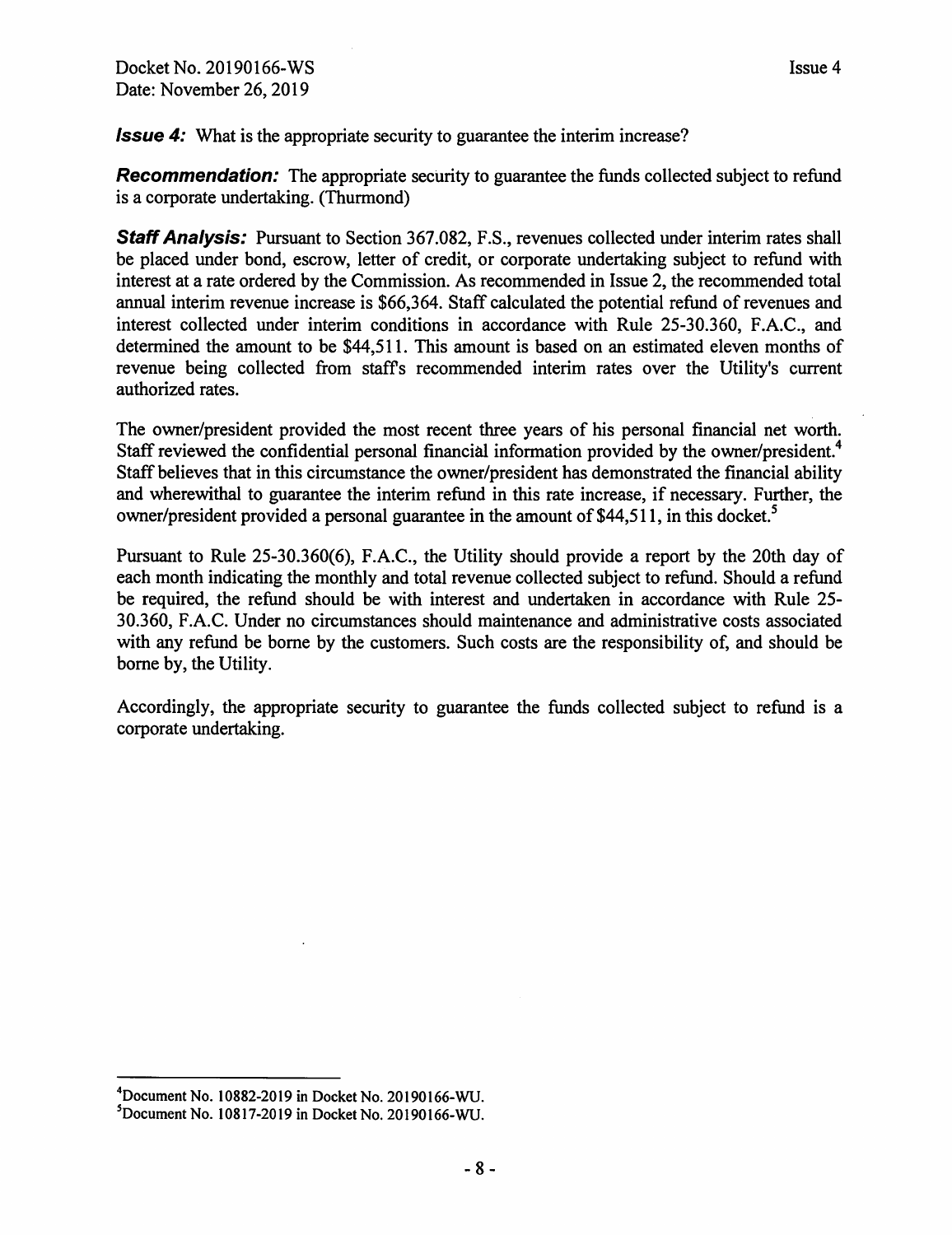***Issue 4:*** What is the appropriate security to guarantee the interim increase?

***Recommendation:*** The appropriate security to guarantee the funds collected subject to refund is a corporate undertaking. (Thurmond)

***Staff Analysis:*** Pursuant to Section 367.082, F.S., revenues collected under interim rates shall be placed under bond, escrow, letter of credit, or corporate undertaking subject to refund with interest at a rate ordered by the Commission. As recommended in Issue 2, the recommended total annual interim revenue increase is $66,364. Staff calculated the potential refund of revenues and interest collected under interim conditions in accordance with Rule 25-30.360, F.A.C., and determined the amount to be $44,511. This amount is based on an estimated eleven months of revenue being collected from staff's recommended interim rates over the Utility's current authorized rates.

The owner/president provided the most recent three years of his personal financial net worth. Staff reviewed the confidential personal financial information provided by the owner/president.[4] Staff believes that in this circumstance the owner/president has demonstrated the financial ability and wherewithal to guarantee the interim refund in this rate increase, if necessary. Further, the owner/president provided a personal guarantee in the amount of $44,511, in this docket.[5]

Pursuant to Rule 25-30.360(6), F.A.C., the Utility should provide a report by the 20th day of each month indicating the monthly and total revenue collected subject to refund. Should a refund be required, the refund should be with interest and undertaken in accordance with Rule 25-30.360, F.A.C. Under no circumstances should maintenance and administrative costs associated with any refund be borne by the customers. Such costs are the responsibility of, and should be borne by, the Utility.

Accordingly, the appropriate security to guarantee the funds collected subject to refund is a corporate undertaking.

---

[4]Document No. 10882-2019 in Docket No. 20190166-WU.

[5]Document No. 10817-2019 in Docket No. 20190166-WU.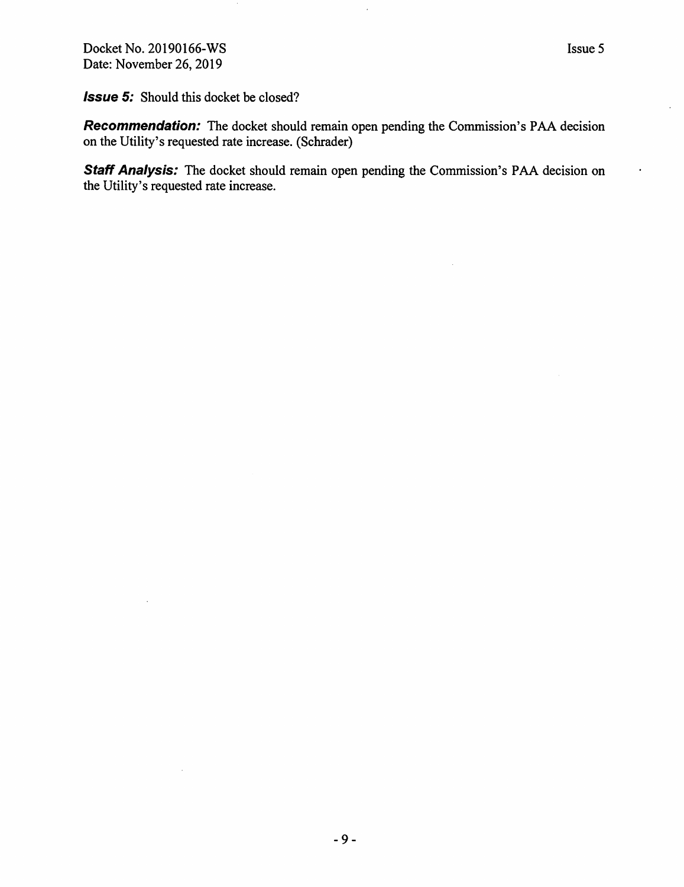***Issue 5:*** Should this docket be closed?

***Recommendation:*** The docket should remain open pending the Commission's PAA decision on the Utility's requested rate increase. (Schrader)

***Staff Analysis:*** The docket should remain open pending the Commission's PAA decision on the Utility's requested rate increase.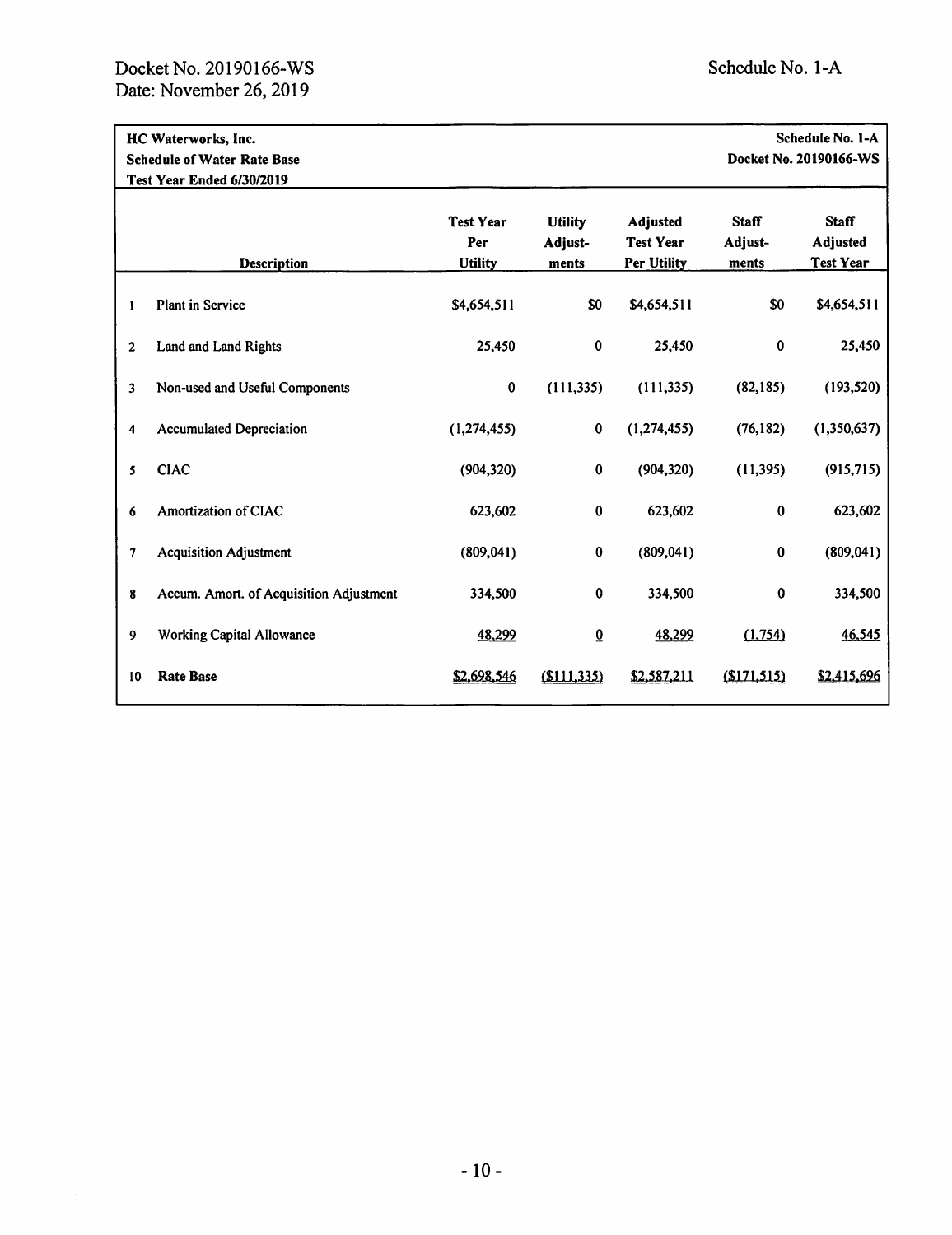Docket No. 20190166-WS
Date: November 26, 2019

Schedule No. 1-A

| **HC Waterworks, Inc.**<br>**Schedule of Water Rate Base**<br>**Test Year Ended 6/30/2019** | | | | | | **Schedule No. 1-A**<br>**Docket No. 20190166-WS** |
|---|---|---|---|---|---|---|
| | **Description** | **Test Year Per Utility** | **Utility Adjust-ments** | **Adjusted Test Year Per Utility** | **Staff Adjust-ments** | **Staff Adjusted Test Year** |
| 1 | Plant in Service | $4,654,511 | $0 | $4,654,511 | $0 | $4,654,511 |
| 2 | Land and Land Rights | 25,450 | 0 | 25,450 | 0 | 25,450 |
| 3 | Non-used and Useful Components | 0 | (111,335) | (111,335) | (82,185) | (193,520) |
| 4 | Accumulated Depreciation | (1,274,455) | 0 | (1,274,455) | (76,182) | (1,350,637) |
| 5 | CIAC | (904,320) | 0 | (904,320) | (11,395) | (915,715) |
| 6 | Amortization of CIAC | 623,602 | 0 | 623,602 | 0 | 623,602 |
| 7 | Acquisition Adjustment | (809,041) | 0 | (809,041) | 0 | (809,041) |
| 8 | Accum. Amort. of Acquisition Adjustment | 334,500 | 0 | 334,500 | 0 | 334,500 |
| 9 | Working Capital Allowance | 48,299 | 0 | 48,299 | (1,754) | 46,545 |
| 10 | **Rate Base** | $2,698,546 | ($111,335) | $2,587,211 | ($171,515) | $2,415,696 |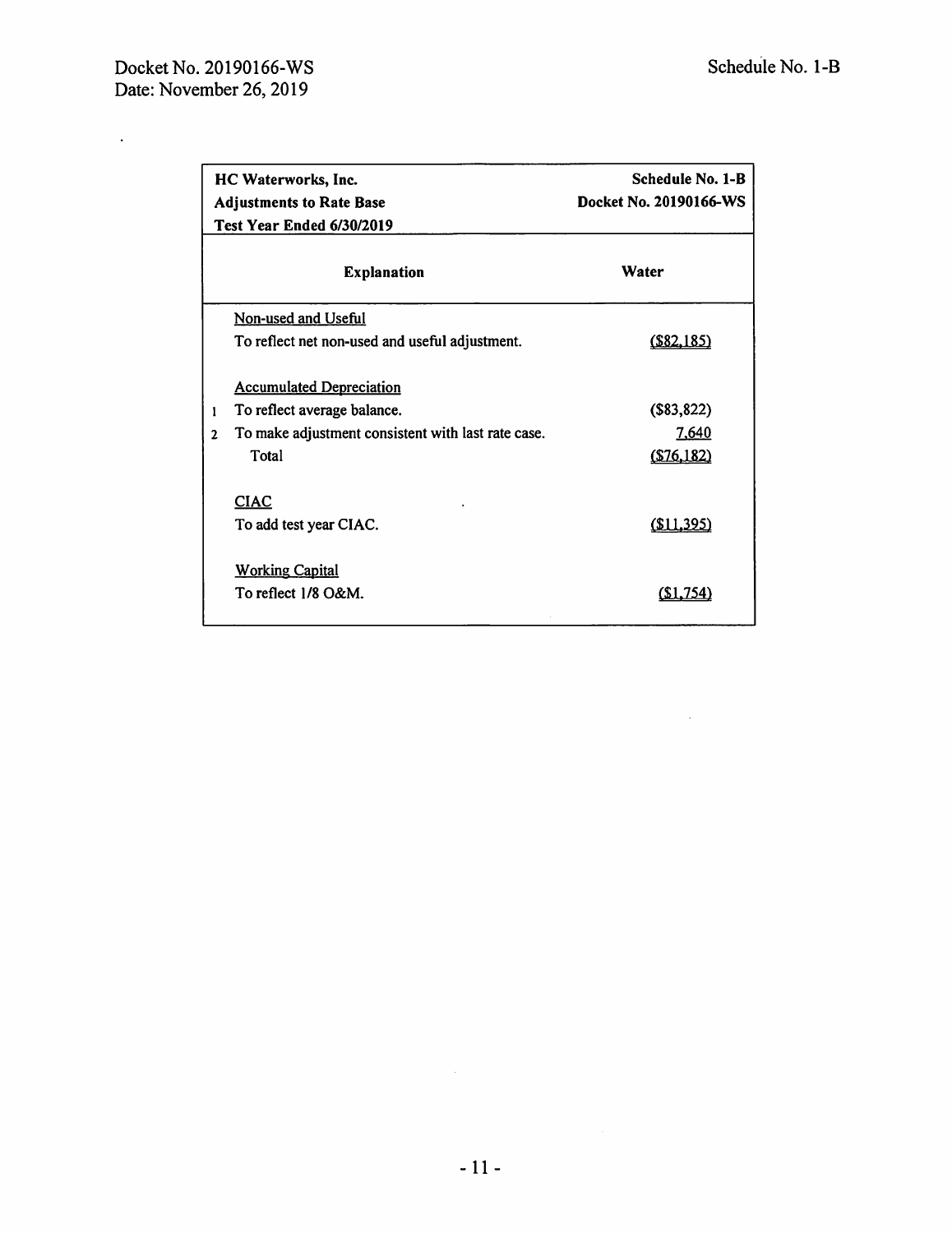| HC Waterworks, Inc.<br>Adjustments to Rate Base<br>Test Year Ended 6/30/2019 | | Schedule No. 1-B<br>Docket No. 20190166-WS |
|---|---|---|
| | **Explanation** | **Water** |
| | Non-used and Useful | |
| | To reflect net non-used and useful adjustment. | ($82,185) |
| | Accumulated Depreciation | |
| 1 | To reflect average balance. | ($83,822) |
| 2 | To make adjustment consistent with last rate case. | 7,640 |
| | Total | ($76,182) |
| | CIAC | |
| | To add test year CIAC. | ($11,395) |
| | Working Capital | |
| | To reflect 1/8 O&M. | ($1,754) |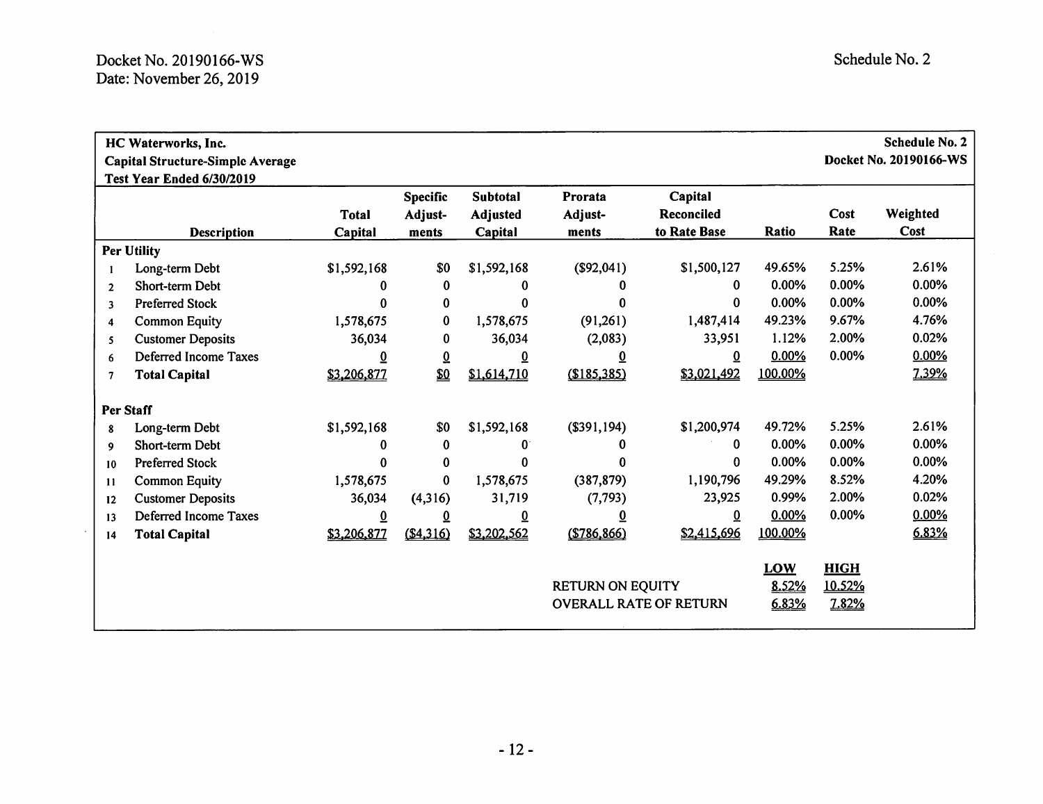Docket No. 20190166-WS
Date: November 26, 2019

Schedule No. 2

**HC Waterworks, Inc.**
**Capital Structure-Simple Average**
**Test Year Ended 6/30/2019**

**Schedule No. 2**
**Docket No. 20190166-WS**

| | Description | Total Capital | Specific Adjust-ments | Subtotal Adjusted Capital | Prorata Adjust-ments | Capital Reconciled to Rate Base | Ratio | Cost Rate | Weighted Cost |
|---|---|---|---|---|---|---|---|---|---|
| **Per Utility** | | | | | | | | | |
| 1 | Long-term Debt | $1,592,168 | $0 | $1,592,168 | ($92,041) | $1,500,127 | 49.65% | 5.25% | 2.61% |
| 2 | Short-term Debt | 0 | 0 | 0 | 0 | 0 | 0.00% | 0.00% | 0.00% |
| 3 | Preferred Stock | 0 | 0 | 0 | 0 | 0 | 0.00% | 0.00% | 0.00% |
| 4 | Common Equity | 1,578,675 | 0 | 1,578,675 | (91,261) | 1,487,414 | 49.23% | 9.67% | 4.76% |
| 5 | Customer Deposits | 36,034 | 0 | 36,034 | (2,083) | 33,951 | 1.12% | 2.00% | 0.02% |
| 6 | Deferred Income Taxes | 0 | 0 | 0 | 0 | 0 | 0.00% | 0.00% | 0.00% |
| 7 | **Total Capital** | $3,206,877 | $0 | $1,614,710 | ($185,385) | $3,021,492 | 100.00% | | 7.39% |
| **Per Staff** | | | | | | | | | |
| 8 | Long-term Debt | $1,592,168 | $0 | $1,592,168 | ($391,194) | $1,200,974 | 49.72% | 5.25% | 2.61% |
| 9 | Short-term Debt | 0 | 0 | 0 | 0 | 0 | 0.00% | 0.00% | 0.00% |
| 10 | Preferred Stock | 0 | 0 | 0 | 0 | 0 | 0.00% | 0.00% | 0.00% |
| 11 | Common Equity | 1,578,675 | 0 | 1,578,675 | (387,879) | 1,190,796 | 49.29% | 8.52% | 4.20% |
| 12 | Customer Deposits | 36,034 | (4,316) | 31,719 | (7,793) | 23,925 | 0.99% | 2.00% | 0.02% |
| 13 | Deferred Income Taxes | 0 | 0 | 0 | 0 | 0 | 0.00% | 0.00% | 0.00% |
| 14 | **Total Capital** | $3,206,877 | ($4,316) | $3,202,562 | ($786,866) | $2,415,696 | 100.00% | | 6.83% |

| | LOW | HIGH |
|---|---|---|
| RETURN ON EQUITY | 8.52% | 10.52% |
| OVERALL RATE OF RETURN | 6.83% | 7.82% |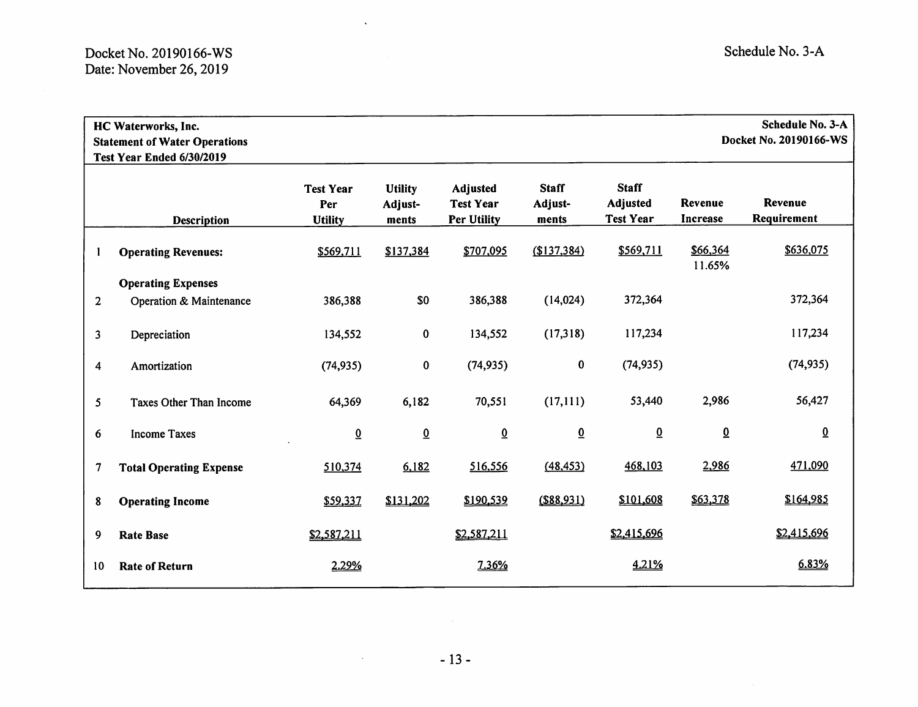Docket No. 20190166-WS
Date: November 26, 2019

Schedule No. 3-A

**HC Waterworks, Inc.**
**Statement of Water Operations**
**Test Year Ended 6/30/2019**

**Schedule No. 3-A**
**Docket No. 20190166-WS**

| | Description | Test Year Per Utility | Utility Adjust-ments | Adjusted Test Year Per Utility | Staff Adjust-ments | Staff Adjusted Test Year | Revenue Increase | Revenue Requirement |
|---|---|---|---|---|---|---|---|---|
| 1 | **Operating Revenues:** | $569,711 | $137,384 | $707,095 | ($137,384) | $569,711 | $66,364<br>11.65% | $636,075 |
| | **Operating Expenses** | | | | | | | |
| 2 | Operation & Maintenance | 386,388 | $0 | 386,388 | (14,024) | 372,364 | | 372,364 |
| 3 | Depreciation | 134,552 | 0 | 134,552 | (17,318) | 117,234 | | 117,234 |
| 4 | Amortization | (74,935) | 0 | (74,935) | 0 | (74,935) | | (74,935) |
| 5 | Taxes Other Than Income | 64,369 | 6,182 | 70,551 | (17,111) | 53,440 | 2,986 | 56,427 |
| 6 | Income Taxes | 0 | 0 | 0 | 0 | 0 | 0 | 0 |
| 7 | **Total Operating Expense** | 510,374 | 6,182 | 516,556 | (48,453) | 468,103 | 2,986 | 471,090 |
| 8 | **Operating Income** | $59,337 | $131,202 | $190,539 | ($88,931) | $101,608 | $63,378 | $164,985 |
| 9 | **Rate Base** | $2,587,211 | | $2,587,211 | | $2,415,696 | | $2,415,696 |
| 10 | **Rate of Return** | 2.29% | | 7.36% | | 4.21% | | 6.83% |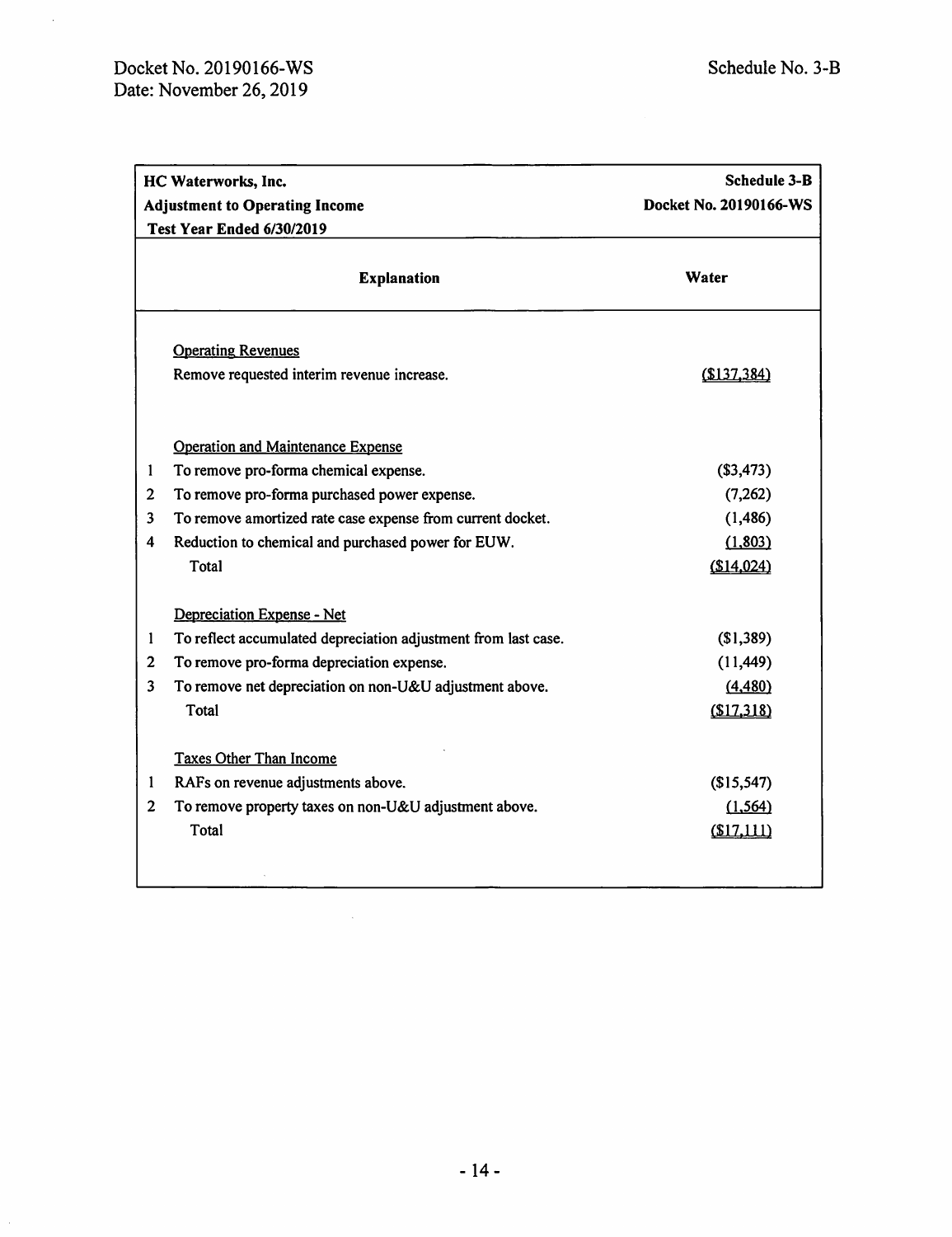| HC Waterworks, Inc.<br>Adjustment to Operating Income<br>Test Year Ended 6/30/2019 | | Schedule 3-B<br>Docket No. 20190166-WS |
|---|---|---|
| | **Explanation** | **Water** |
| | Operating Revenues | |
| | Remove requested interim revenue increase. | ($137,384) |
| | | |
| | Operation and Maintenance Expense | |
| 1 | To remove pro-forma chemical expense. | ($3,473) |
| 2 | To remove pro-forma purchased power expense. | (7,262) |
| 3 | To remove amortized rate case expense from current docket. | (1,486) |
| 4 | Reduction to chemical and purchased power for EUW. | (1,803) |
| | Total | ($14,024) |
| | | |
| | Depreciation Expense - Net | |
| 1 | To reflect accumulated depreciation adjustment from last case. | ($1,389) |
| 2 | To remove pro-forma depreciation expense. | (11,449) |
| 3 | To remove net depreciation on non-U&U adjustment above. | (4,480) |
| | Total | ($17,318) |
| | | |
| | Taxes Other Than Income | |
| 1 | RAFs on revenue adjustments above. | ($15,547) |
| 2 | To remove property taxes on non-U&U adjustment above. | (1,564) |
| | Total | ($17,111) |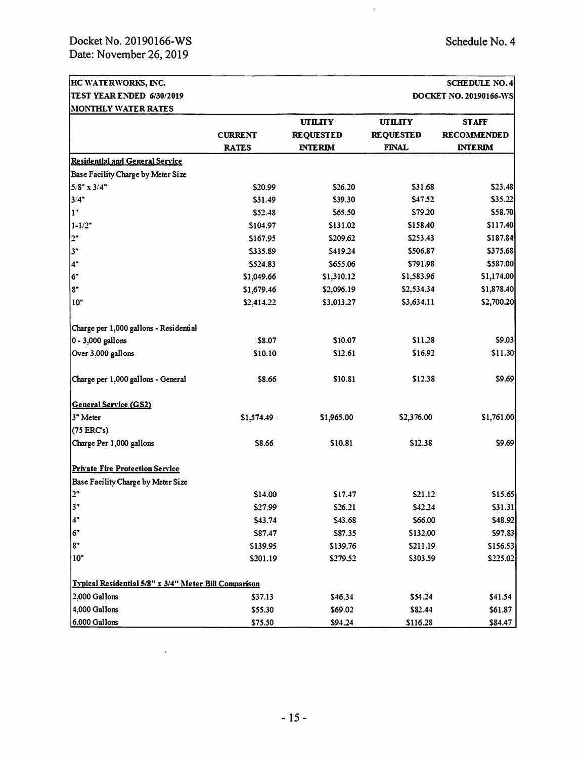Docket No. 20190166-WS
Date: November 26, 2019

Schedule No. 4

| HC WATERWORKS, INC. | | | | SCHEDULE NO. 4 |
|---|---|---|---|---|
| TEST YEAR ENDED 6/30/2019 | | | | DOCKET NO. 20190166-WS |
| MONTHLY WATER RATES | | | | |
| | CURRENT RATES | UTILITY REQUESTED INTERIM | UTILITY REQUESTED FINAL | STAFF RECOMMENDED INTERIM |
| **Residential and General Service** | | | | |
| Base Facility Charge by Meter Size | | | | |
| 5/8" x 3/4" | $20.99 | $26.20 | $31.68 | $23.48 |
| 3/4" | $31.49 | $39.30 | $47.52 | $35.22 |
| 1" | $52.48 | $65.50 | $79.20 | $58.70 |
| 1-1/2" | $104.97 | $131.02 | $158.40 | $117.40 |
| 2" | $167.95 | $209.62 | $253.43 | $187.84 |
| 3" | $335.89 | $419.24 | $506.87 | $375.68 |
| 4" | $524.83 | $655.06 | $791.98 | $587.00 |
| 6" | $1,049.66 | $1,310.12 | $1,583.96 | $1,174.00 |
| 8" | $1,679.46 | $2,096.19 | $2,534.34 | $1,878.40 |
| 10" | $2,414.22 | $3,013.27 | $3,634.11 | $2,700.20 |
| | | | | |
| Charge per 1,000 gallons - Residential | | | | |
| 0 - 3,000 gallons | $8.07 | $10.07 | $11.28 | $9.03 |
| Over 3,000 gallons | $10.10 | $12.61 | $16.92 | $11.30 |
| | | | | |
| Charge per 1,000 gallons - General | $8.66 | $10.81 | $12.38 | $9.69 |
| | | | | |
| **General Service (GS2)** | | | | |
| 3" Meter | $1,574.49 | $1,965.00 | $2,376.00 | $1,761.00 |
| (75 ERC's) | | | | |
| Charge Per 1,000 gallons | $8.66 | $10.81 | $12.38 | $9.69 |
| | | | | |
| **Private Fire Protection Service** | | | | |
| Base Facility Charge by Meter Size | | | | |
| 2" | $14.00 | $17.47 | $21.12 | $15.65 |
| 3" | $27.99 | $26.21 | $42.24 | $31.31 |
| 4" | $43.74 | $43.68 | $66.00 | $48.92 |
| 6" | $87.47 | $87.35 | $132.00 | $97.83 |
| 8" | $139.95 | $139.76 | $211.19 | $156.53 |
| 10" | $201.19 | $279.52 | $303.59 | $225.02 |
| | | | | |
| **Typical Residential 5/8" x 3/4" Meter Bill Comparison** | | | | |
| 2,000 Gallons | $37.13 | $46.34 | $54.24 | $41.54 |
| 4,000 Gallons | $55.30 | $69.02 | $82.44 | $61.87 |
| 6,000 Gallons | $75.50 | $94.24 | $116.28 | $84.47 |